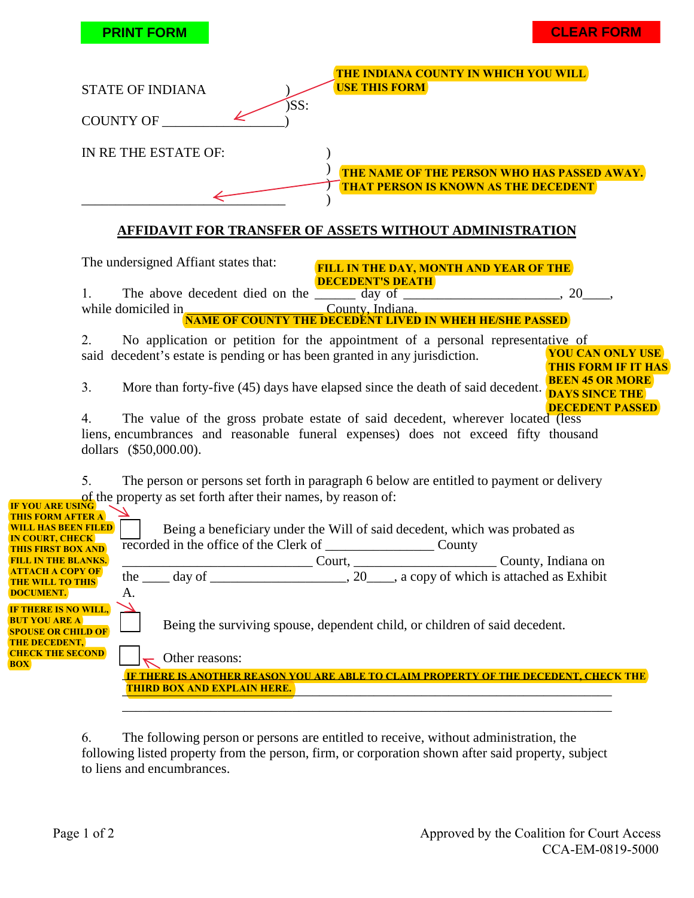PRINT FORM CLEAR FORM

STATE OF INDIANA )
)SS:
COUNTY OF __________________)

THE INDIANA COUNTY IN WHICH YOU WILL USE THIS FORM

IN RE THE ESTATE OF: )
)
)
______________________________ )

THE NAME OF THE PERSON WHO HAS PASSED AWAY. THAT PERSON IS KNOWN AS THE DECEDENT

## AFFIDAVIT FOR TRANSFER OF ASSETS WITHOUT ADMINISTRATION

The undersigned Affiant states that:

FILL IN THE DAY, MONTH AND YEAR OF THE DECEDENT'S DEATH

1. The above decedent died on the ______ day of ______________________, 20____, while domiciled in ____________________ County, Indiana.

NAME OF COUNTY THE DECEDENT LIVED IN WHEH HE/SHE PASSED

2. No application or petition for the appointment of a personal representative of said decedent's estate is pending or has been granted in any jurisdiction.

3. More than forty-five (45) days have elapsed since the death of said decedent.

YOU CAN ONLY USE THIS FORM IF IT HAS BEEN 45 OR MORE DAYS SINCE THE DECEDENT PASSED

4. The value of the gross probate estate of said decedent, wherever located (less liens, encumbrances and reasonable funeral expenses) does not exceed fifty thousand dollars ($50,000.00).

5. The person or persons set forth in paragraph 6 below are entitled to payment or delivery of the property as set forth after their names, by reason of:

IF YOU ARE USING THIS FORM AFTER A WILL HAS BEEN FILED IN COURT, CHECK THIS FIRST BOX AND FILL IN THE BLANKS. ATTACH A COPY OF THE WILL TO THIS DOCUMENT.

☐ Being a beneficiary under the Will of said decedent, which was probated as recorded in the office of the Clerk of ________________ County ____________________________ Court, _____________________ County, Indiana on the ____ day of ____________________, 20____, a copy of which is attached as Exhibit A.

IF THERE IS NO WILL, BUT YOU ARE A SPOUSE OR CHILD OF THE DECEDENT, CHECK THE SECOND BOX

☐ Being the surviving spouse, dependent child, or children of said decedent.

☐ Other reasons:

IF THERE IS ANOTHER REASON YOU ARE ABLE TO CLAIM PROPERTY OF THE DECEDENT, CHECK THE THIRD BOX AND EXPLAIN HERE.

_________________________________________________________________________

_________________________________________________________________________

6. The following person or persons are entitled to receive, without administration, the following listed property from the person, firm, or corporation shown after said property, subject to liens and encumbrances.

Approved by the Coalition for Court Access
CCA-EM-0819-5000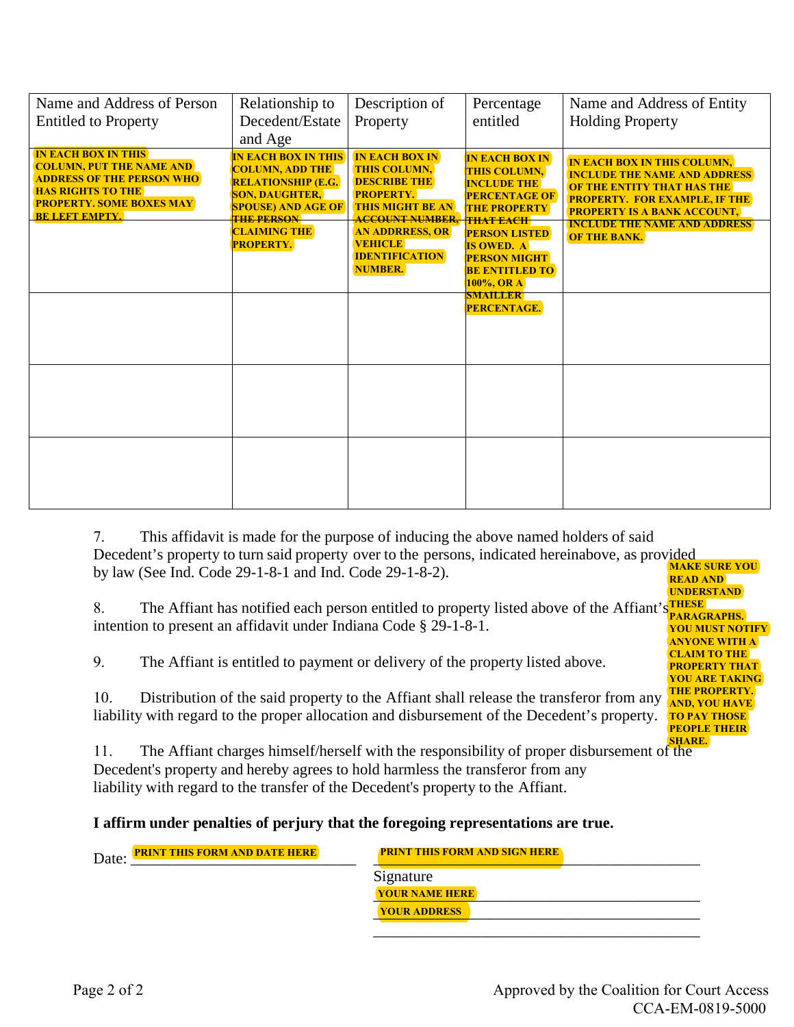| Name and Address of Person Entitled to Property | Relationship to Decedent/Estate and Age | Description of Property | Percentage entitled | Name and Address of Entity Holding Property |
|---|---|---|---|---|
| IN EACH BOX IN THIS COLUMN, PUT THE NAME AND ADDRESS OF THE PERSON WHO HAS RIGHTS TO THE PROPERTY. SOME BOXES MAY BE LEFT EMPTY. | IN EACH BOX IN THIS COLUMN, ADD THE RELATIONSHIP (E.G. SON, DAUGHTER, SPOUSE) AND AGE OF THE PERSON CLAIMING THE PROPERTY. | IN EACH BOX IN THIS COLUMN, DESCRIBE THE PROPERTY. THIS MIGHT BE AN ACCOUNT NUMBER, AN ADDRRESS, OR VEHICLE IDENTIFICATION NUMBER. | IN EACH BOX IN THIS COLUMN, INCLUDE THE PERCENTAGE OF THE PROPERTY THAT EACH PERSON LISTED IS OWED. A PERSON MIGHT BE ENTITLED TO 100%, OR A SMAILLER PERCENTAGE. | IN EACH BOX IN THIS COLUMN, INCLUDE THE NAME AND ADDRESS OF THE ENTITY THAT HAS THE PROPERTY. FOR EXAMPLE, IF THE PROPERTY IS A BANK ACCOUNT, INCLUDE THE NAME AND ADDRESS OF THE BANK. |
| | | | | |
| | | | | |
| | | | | |
| | | | | |

7. This affidavit is made for the purpose of inducing the above named holders of said Decedent's property to turn said property over to the persons, indicated hereinabove, as provided by law (See Ind. Code 29-1-8-1 and Ind. Code 29-1-8-2).

8. The Affiant has notified each person entitled to property listed above of the Affiant's intention to present an affidavit under Indiana Code § 29-1-8-1.

9. The Affiant is entitled to payment or delivery of the property listed above.

10. Distribution of the said property to the Affiant shall release the transferor from any liability with regard to the proper allocation and disbursement of the Decedent's property.

11. The Affiant charges himself/herself with the responsibility of proper disbursement of the Decedent's property and hereby agrees to hold harmless the transferor from any liability with regard to the transfer of the Decedent's property to the Affiant.

MAKE SURE YOU READ AND UNDERSTAND THESE PARAGRAPHS. YOU MUST NOTIFY ANYONE WITH A CLAIM TO THE PROPERTY THAT YOU ARE TAKING THE PROPERTY. AND, YOU HAVE TO PAY THOSE PEOPLE THEIR SHARE.

**I affirm under penalties of perjury that the foregoing representations are true.**

Date: PRINT THIS FORM AND DATE HERE ____________________

PRINT THIS FORM AND SIGN HERE ____________________
Signature
YOUR NAME HERE ____________________
YOUR ADDRESS ____________________
____________________

Approved by the Coalition for Court Access
CCA-EM-0819-5000